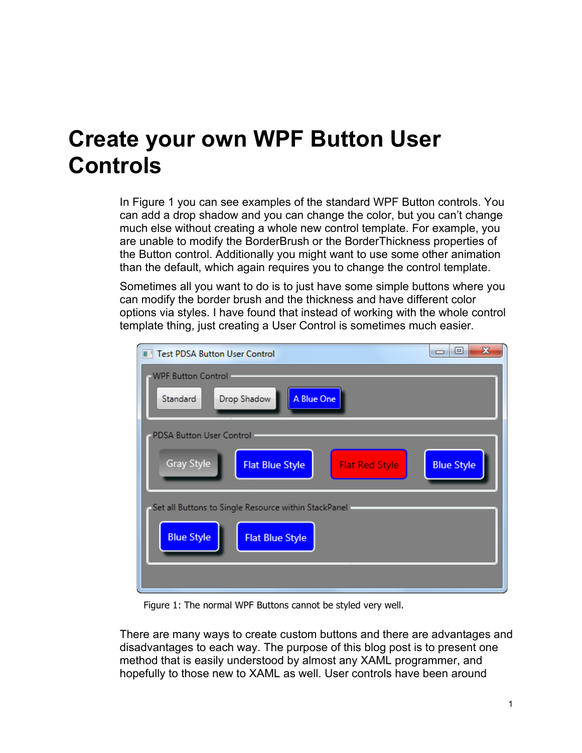# Create your own WPF Button User Controls

In Figure 1 you can see examples of the standard WPF Button controls. You can add a drop shadow and you can change the color, but you can't change much else without creating a whole new control template. For example, you are unable to modify the BorderBrush or the BorderThickness properties of the Button control. Additionally you might want to use some other animation than the default, which again requires you to change the control template.

Sometimes all you want to do is to just have some simple buttons where you can modify the border brush and the thickness and have different color options via styles. I have found that instead of working with the whole control template thing, just creating a User Control is sometimes much easier.

Figure 1: The normal WPF Buttons cannot be styled very well.

There are many ways to create custom buttons and there are advantages and disadvantages to each way. The purpose of this blog post is to present one method that is easily understood by almost any XAML programmer, and hopefully to those new to XAML as well. User controls have been around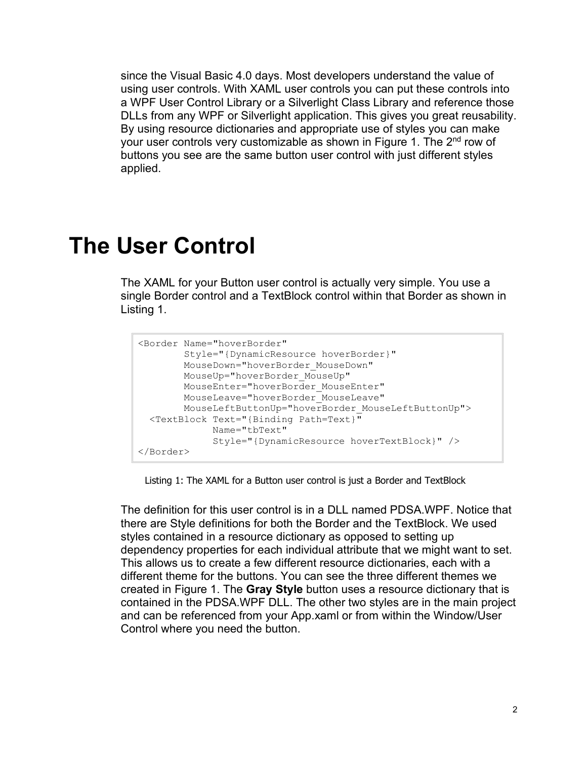since the Visual Basic 4.0 days. Most developers understand the value of using user controls. With XAML user controls you can put these controls into a WPF User Control Library or a Silverlight Class Library and reference those DLLs from any WPF or Silverlight application. This gives you great reusability. By using resource dictionaries and appropriate use of styles you can make your user controls very customizable as shown in Figure 1. The 2nd row of buttons you see are the same button user control with just different styles applied.

# The User Control

The XAML for your Button user control is actually very simple. You use a single Border control and a TextBlock control within that Border as shown in Listing 1.

```
<Border Name="hoverBorder"
        Style="{DynamicResource hoverBorder}"
        MouseDown="hoverBorder_MouseDown"
        MouseUp="hoverBorder_MouseUp"
        MouseEnter="hoverBorder_MouseEnter"
        MouseLeave="hoverBorder_MouseLeave"
        MouseLeftButtonUp="hoverBorder_MouseLeftButtonUp">
  <TextBlock Text="{Binding Path=Text}"
             Name="tbText"
             Style="{DynamicResource hoverTextBlock}" />
</Border>
```

Listing 1: The XAML for a Button user control is just a Border and TextBlock

The definition for this user control is in a DLL named PDSA.WPF. Notice that there are Style definitions for both the Border and the TextBlock. We used styles contained in a resource dictionary as opposed to setting up dependency properties for each individual attribute that we might want to set. This allows us to create a few different resource dictionaries, each with a different theme for the buttons. You can see the three different themes we created in Figure 1. The **Gray Style** button uses a resource dictionary that is contained in the PDSA.WPF DLL. The other two styles are in the main project and can be referenced from your App.xaml or from within the Window/User Control where you need the button.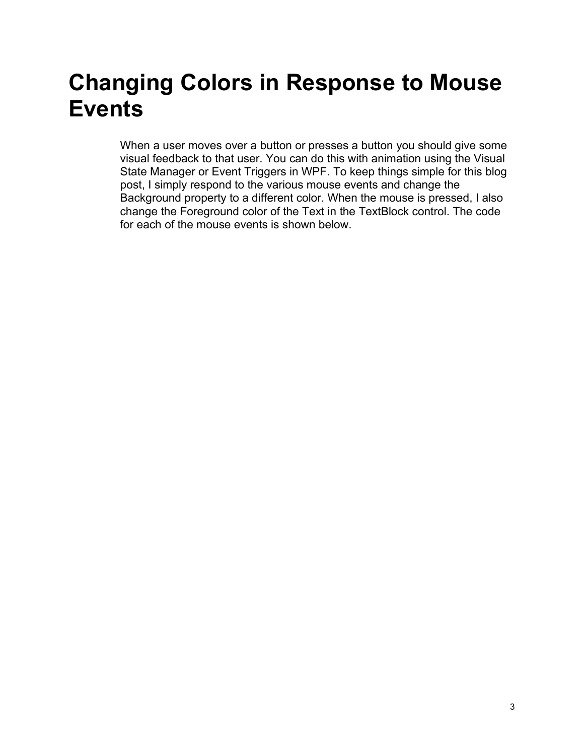# Changing Colors in Response to Mouse Events

When a user moves over a button or presses a button you should give some visual feedback to that user. You can do this with animation using the Visual State Manager or Event Triggers in WPF. To keep things simple for this blog post, I simply respond to the various mouse events and change the Background property to a different color. When the mouse is pressed, I also change the Foreground color of the Text in the TextBlock control. The code for each of the mouse events is shown below.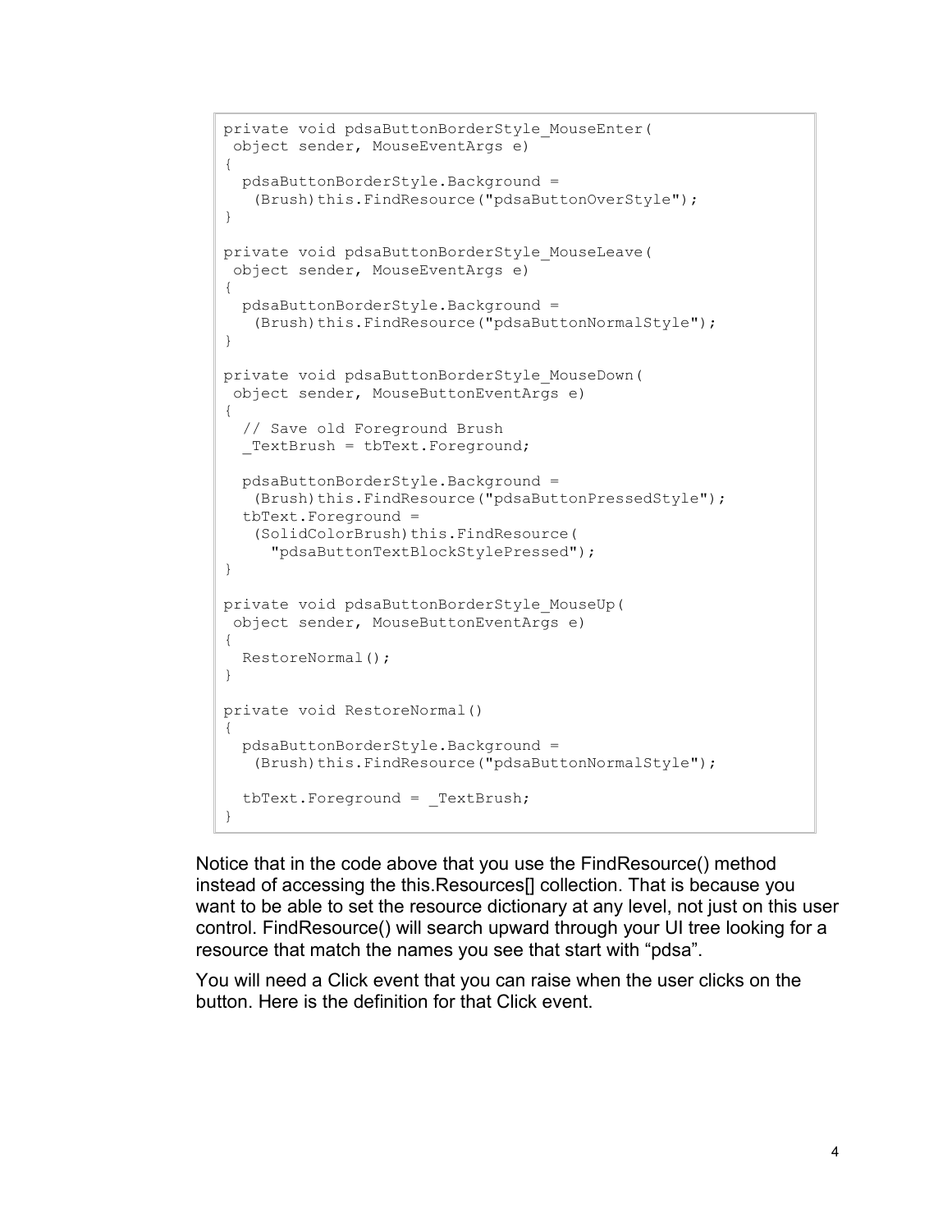```
private void pdsaButtonBorderStyle_MouseEnter(
 object sender, MouseEventArgs e)
{
  pdsaButtonBorderStyle.Background =
    (Brush)this.FindResource("pdsaButtonOverStyle");
}

private void pdsaButtonBorderStyle_MouseLeave(
 object sender, MouseEventArgs e)
{
  pdsaButtonBorderStyle.Background =
    (Brush)this.FindResource("pdsaButtonNormalStyle");
}

private void pdsaButtonBorderStyle_MouseDown(
 object sender, MouseButtonEventArgs e)
{
  // Save old Foreground Brush
  _TextBrush = tbText.Foreground;

  pdsaButtonBorderStyle.Background =
    (Brush)this.FindResource("pdsaButtonPressedStyle");
  tbText.Foreground =
    (SolidColorBrush)this.FindResource(
      "pdsaButtonTextBlockStylePressed");
}

private void pdsaButtonBorderStyle_MouseUp(
 object sender, MouseButtonEventArgs e)
{
  RestoreNormal();
}

private void RestoreNormal()
{
  pdsaButtonBorderStyle.Background =
    (Brush)this.FindResource("pdsaButtonNormalStyle");

  tbText.Foreground = _TextBrush;
}
```

Notice that in the code above that you use the FindResource() method instead of accessing the this.Resources[] collection. That is because you want to be able to set the resource dictionary at any level, not just on this user control. FindResource() will search upward through your UI tree looking for a resource that match the names you see that start with "pdsa".

You will need a Click event that you can raise when the user clicks on the button. Here is the definition for that Click event.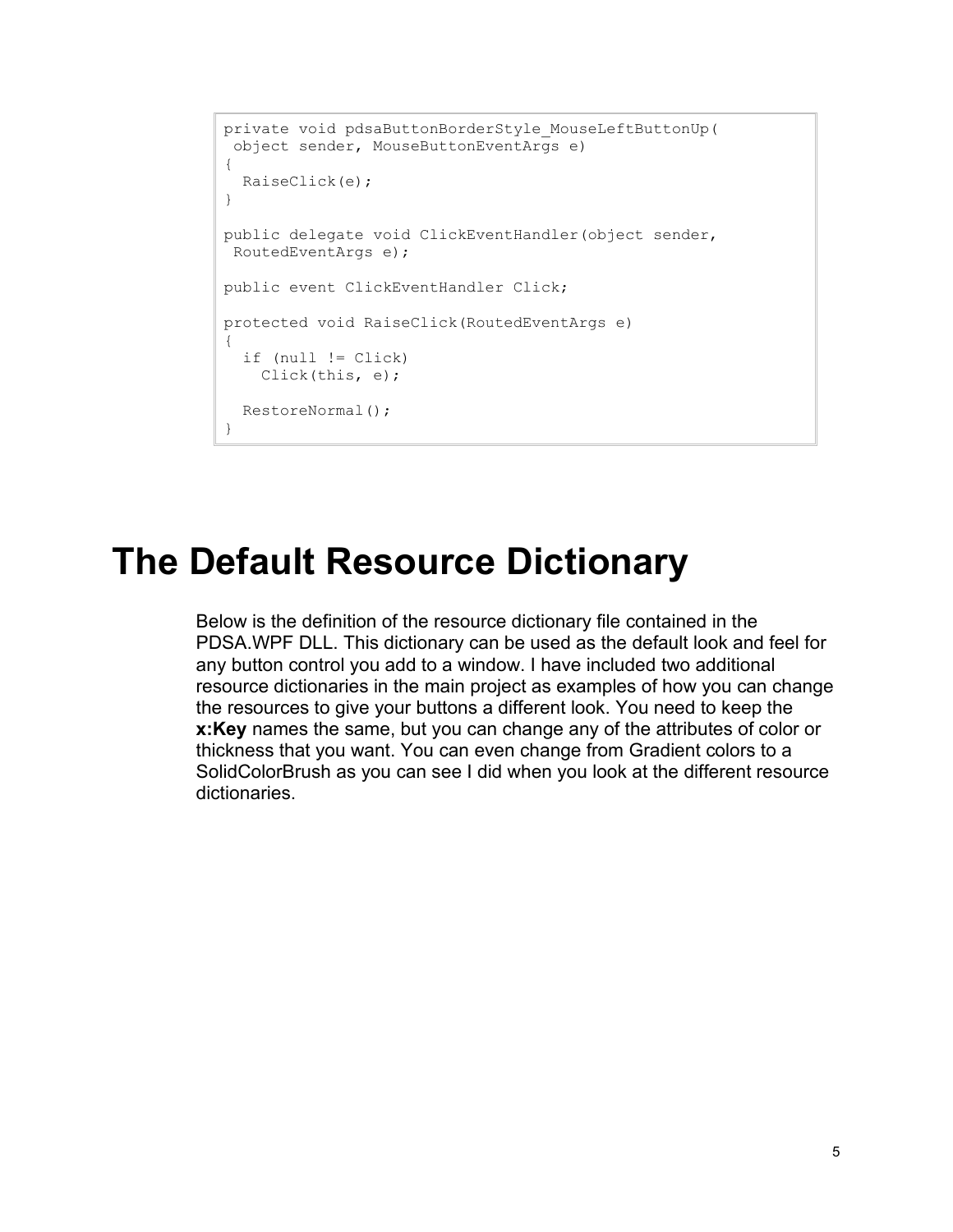```
private void pdsaButtonBorderStyle_MouseLeftButtonUp(
 object sender, MouseButtonEventArgs e)
{
  RaiseClick(e);
}

public delegate void ClickEventHandler(object sender,
 RoutedEventArgs e);

public event ClickEventHandler Click;

protected void RaiseClick(RoutedEventArgs e)
{
  if (null != Click)
    Click(this, e);

  RestoreNormal();
}
```

# The Default Resource Dictionary

Below is the definition of the resource dictionary file contained in the PDSA.WPF DLL. This dictionary can be used as the default look and feel for any button control you add to a window. I have included two additional resource dictionaries in the main project as examples of how you can change the resources to give your buttons a different look. You need to keep the **x:Key** names the same, but you can change any of the attributes of color or thickness that you want. You can even change from Gradient colors to a SolidColorBrush as you can see I did when you look at the different resource dictionaries.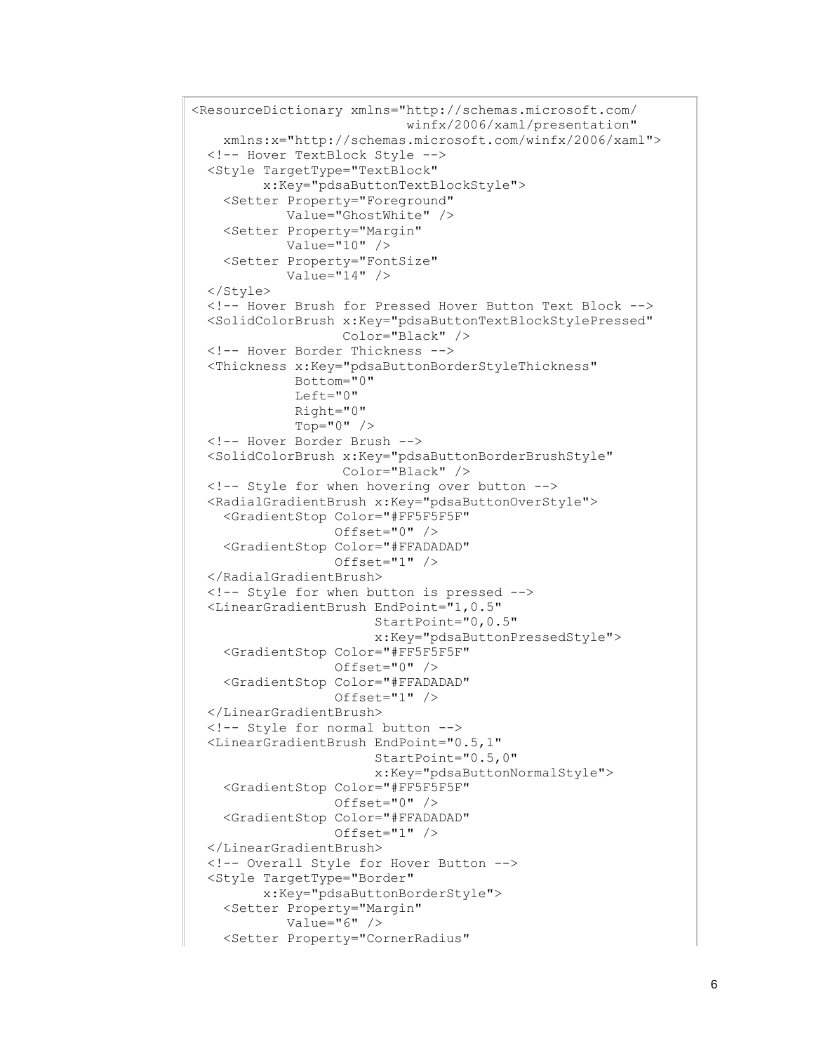```
<ResourceDictionary xmlns="http://schemas.microsoft.com/
                            winfx/2006/xaml/presentation"
    xmlns:x="http://schemas.microsoft.com/winfx/2006/xaml">
  <!-- Hover TextBlock Style -->
  <Style TargetType="TextBlock"
         x:Key="pdsaButtonTextBlockStyle">
    <Setter Property="Foreground"
            Value="GhostWhite" />
    <Setter Property="Margin"
            Value="10" />
    <Setter Property="FontSize"
            Value="14" />
  </Style>
  <!-- Hover Brush for Pressed Hover Button Text Block -->
  <SolidColorBrush x:Key="pdsaButtonTextBlockStylePressed"
                   Color="Black" />
  <!-- Hover Border Thickness -->
  <Thickness x:Key="pdsaButtonBorderStyleThickness"
             Bottom="0"
             Left="0"
             Right="0"
             Top="0" />
  <!-- Hover Border Brush -->
  <SolidColorBrush x:Key="pdsaButtonBorderBrushStyle"
                   Color="Black" />
  <!-- Style for when hovering over button -->
  <RadialGradientBrush x:Key="pdsaButtonOverStyle">
    <GradientStop Color="#FF5F5F5F"
                  Offset="0" />
    <GradientStop Color="#FFADADAD"
                  Offset="1" />
  </RadialGradientBrush>
  <!-- Style for when button is pressed -->
  <LinearGradientBrush EndPoint="1,0.5"
                       StartPoint="0,0.5"
                       x:Key="pdsaButtonPressedStyle">
    <GradientStop Color="#FF5F5F5F"
                  Offset="0" />
    <GradientStop Color="#FFADADAD"
                  Offset="1" />
  </LinearGradientBrush>
  <!-- Style for normal button -->
  <LinearGradientBrush EndPoint="0.5,1"
                       StartPoint="0.5,0"
                       x:Key="pdsaButtonNormalStyle">
    <GradientStop Color="#FF5F5F5F"
                  Offset="0" />
    <GradientStop Color="#FFADADAD"
                  Offset="1" />
  </LinearGradientBrush>
  <!-- Overall Style for Hover Button -->
  <Style TargetType="Border"
         x:Key="pdsaButtonBorderStyle">
    <Setter Property="Margin"
            Value="6" />
    <Setter Property="CornerRadius"
```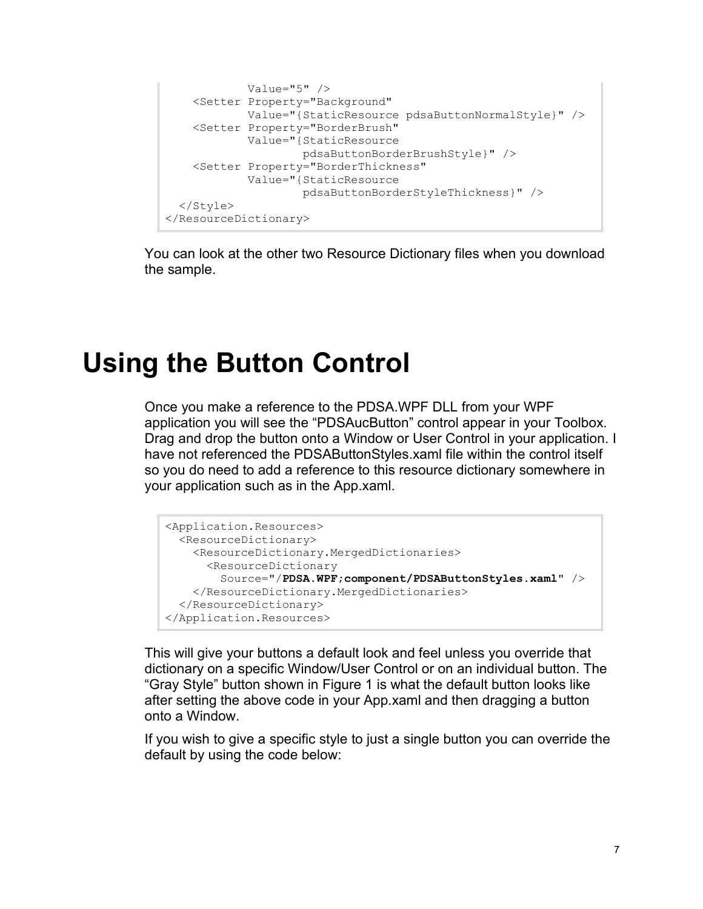```
            Value="5" />
    <Setter Property="Background"
            Value="{StaticResource pdsaButtonNormalStyle}" />
    <Setter Property="BorderBrush"
            Value="{StaticResource
                    pdsaButtonBorderBrushStyle}" />
    <Setter Property="BorderThickness"
            Value="{StaticResource
                    pdsaButtonBorderStyleThickness}" />
  </Style>
</ResourceDictionary>
```

You can look at the other two Resource Dictionary files when you download the sample.

# Using the Button Control

Once you make a reference to the PDSA.WPF DLL from your WPF application you will see the “PDSAucButton” control appear in your Toolbox. Drag and drop the button onto a Window or User Control in your application. I have not referenced the PDSAButtonStyles.xaml file within the control itself so you do need to add a reference to this resource dictionary somewhere in your application such as in the App.xaml.

```
<Application.Resources>
  <ResourceDictionary>
    <ResourceDictionary.MergedDictionaries>
      <ResourceDictionary
        Source="/PDSA.WPF;component/PDSAButtonStyles.xaml" />
    </ResourceDictionary.MergedDictionaries>
  </ResourceDictionary>
</Application.Resources>
```

This will give your buttons a default look and feel unless you override that dictionary on a specific Window/User Control or on an individual button. The “Gray Style” button shown in Figure 1 is what the default button looks like after setting the above code in your App.xaml and then dragging a button onto a Window.

If you wish to give a specific style to just a single button you can override the default by using the code below: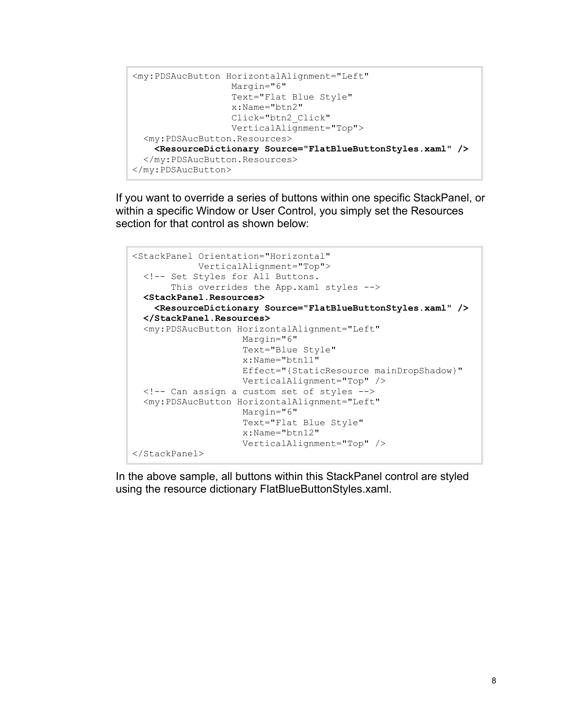```
<my:PDSAucButton HorizontalAlignment="Left"
                 Margin="6"
                 Text="Flat Blue Style"
                 x:Name="btn2"
                 Click="btn2_Click"
                 VerticalAlignment="Top">
  <my:PDSAucButton.Resources>
    <ResourceDictionary Source="FlatBlueButtonStyles.xaml" />
  </my:PDSAucButton.Resources>
</my:PDSAucButton>
```

If you want to override a series of buttons within one specific StackPanel, or within a specific Window or User Control, you simply set the Resources section for that control as shown below:

```
<StackPanel Orientation="Horizontal"
           VerticalAlignment="Top">
  <!-- Set Styles for All Buttons.
       This overrides the App.xaml styles -->
  <StackPanel.Resources>
    <ResourceDictionary Source="FlatBlueButtonStyles.xaml" />
  </StackPanel.Resources>
  <my:PDSAucButton HorizontalAlignment="Left"
                   Margin="6"
                   Text="Blue Style"
                   x:Name="btn11"
                   Effect="{StaticResource mainDropShadow}"
                   VerticalAlignment="Top" />
  <!-- Can assign a custom set of styles -->
  <my:PDSAucButton HorizontalAlignment="Left"
                   Margin="6"
                   Text="Flat Blue Style"
                   x:Name="btn12"
                   VerticalAlignment="Top" />
</StackPanel>
```

In the above sample, all buttons within this StackPanel control are styled using the resource dictionary FlatBlueButtonStyles.xaml.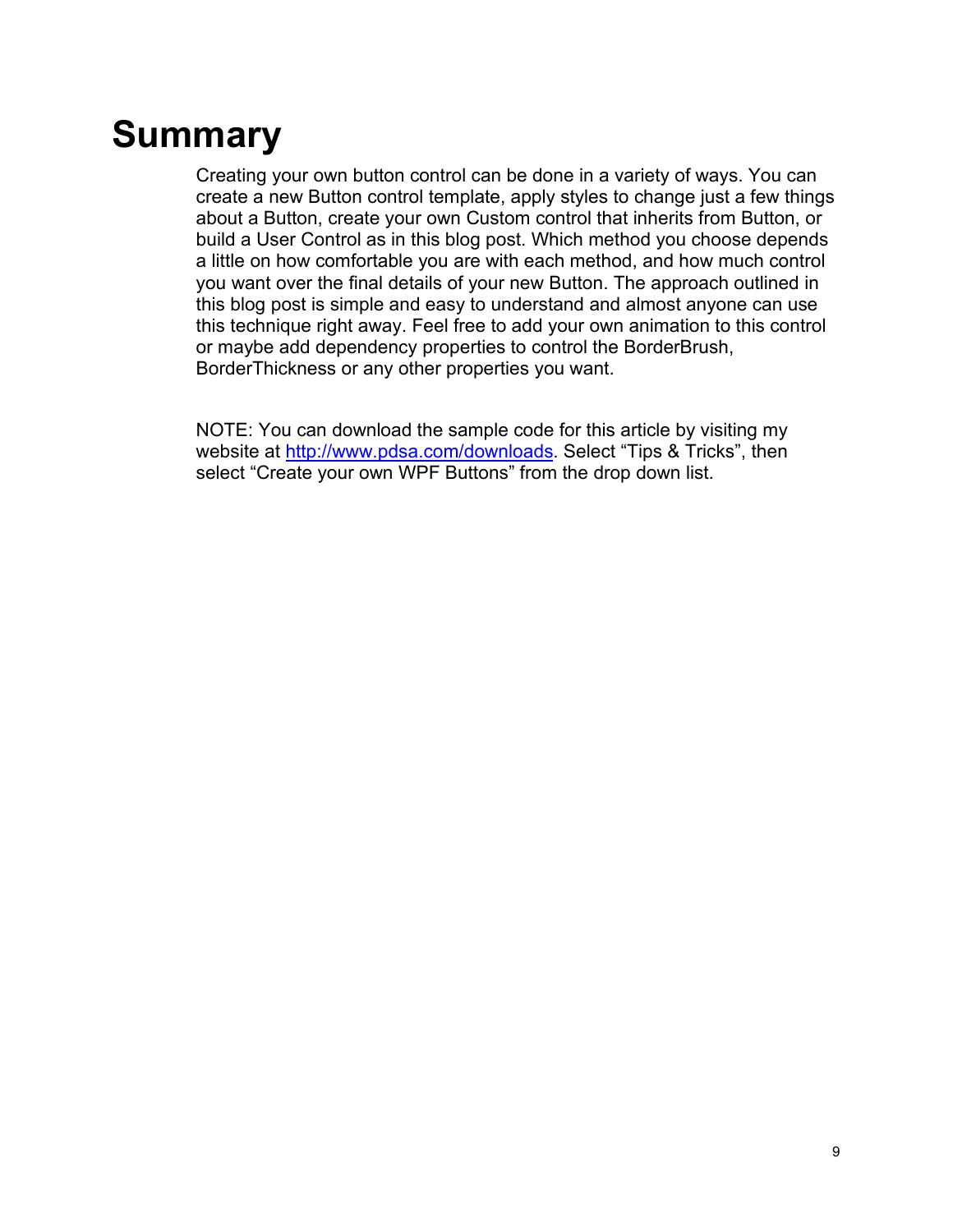# Summary

Creating your own button control can be done in a variety of ways. You can create a new Button control template, apply styles to change just a few things about a Button, create your own Custom control that inherits from Button, or build a User Control as in this blog post. Which method you choose depends a little on how comfortable you are with each method, and how much control you want over the final details of your new Button. The approach outlined in this blog post is simple and easy to understand and almost anyone can use this technique right away. Feel free to add your own animation to this control or maybe add dependency properties to control the BorderBrush, BorderThickness or any other properties you want.

NOTE: You can download the sample code for this article by visiting my website at [http://www.pdsa.com/downloads](http://www.pdsa.com/downloads). Select “Tips & Tricks”, then select “Create your own WPF Buttons” from the drop down list.